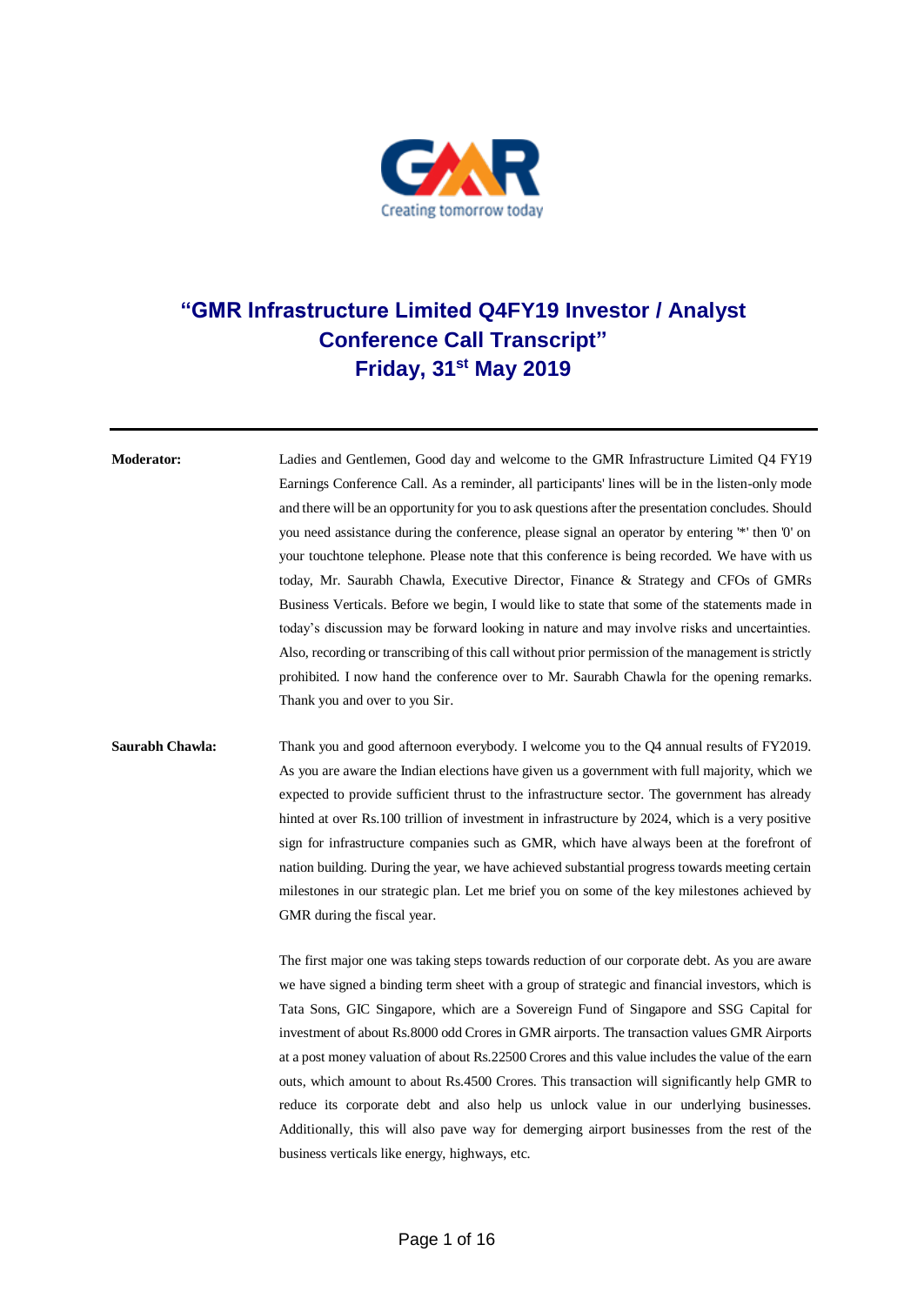# "GMR Infrastructure Limited Q4FY19 Investor / Analyst Conference Call Transcript"

## Friday, 31st May 2019

---

**Moderator:** Ladies and Gentlemen, Good day and welcome to the GMR Infrastructure Limited Q4 FY19 Earnings Conference Call. As a reminder, all participants' lines will be in the listen-only mode and there will be an opportunity for you to ask questions after the presentation concludes. Should you need assistance during the conference, please signal an operator by entering '*' then '0' on your touchtone telephone. Please note that this conference is being recorded. We have with us today, Mr. Saurabh Chawla, Executive Director, Finance & Strategy and CFOs of GMRs Business Verticals. Before we begin, I would like to state that some of the statements made in today's discussion may be forward looking in nature and may involve risks and uncertainties. Also, recording or transcribing of this call without prior permission of the management is strictly prohibited. I now hand the conference over to Mr. Saurabh Chawla for the opening remarks. Thank you and over to you Sir.

**Saurabh Chawla:** Thank you and good afternoon everybody. I welcome you to the Q4 annual results of FY2019. As you are aware the Indian elections have given us a government with full majority, which we expected to provide sufficient thrust to the infrastructure sector. The government has already hinted at over Rs.100 trillion of investment in infrastructure by 2024, which is a very positive sign for infrastructure companies such as GMR, which have always been at the forefront of nation building. During the year, we have achieved substantial progress towards meeting certain milestones in our strategic plan. Let me brief you on some of the key milestones achieved by GMR during the fiscal year.

The first major one was taking steps towards reduction of our corporate debt. As you are aware we have signed a binding term sheet with a group of strategic and financial investors, which is Tata Sons, GIC Singapore, which are a Sovereign Fund of Singapore and SSG Capital for investment of about Rs.8000 odd Crores in GMR airports. The transaction values GMR Airports at a post money valuation of about Rs.22500 Crores and this value includes the value of the earn outs, which amount to about Rs.4500 Crores. This transaction will significantly help GMR to reduce its corporate debt and also help us unlock value in our underlying businesses. Additionally, this will also pave way for demerging airport businesses from the rest of the business verticals like energy, highways, etc.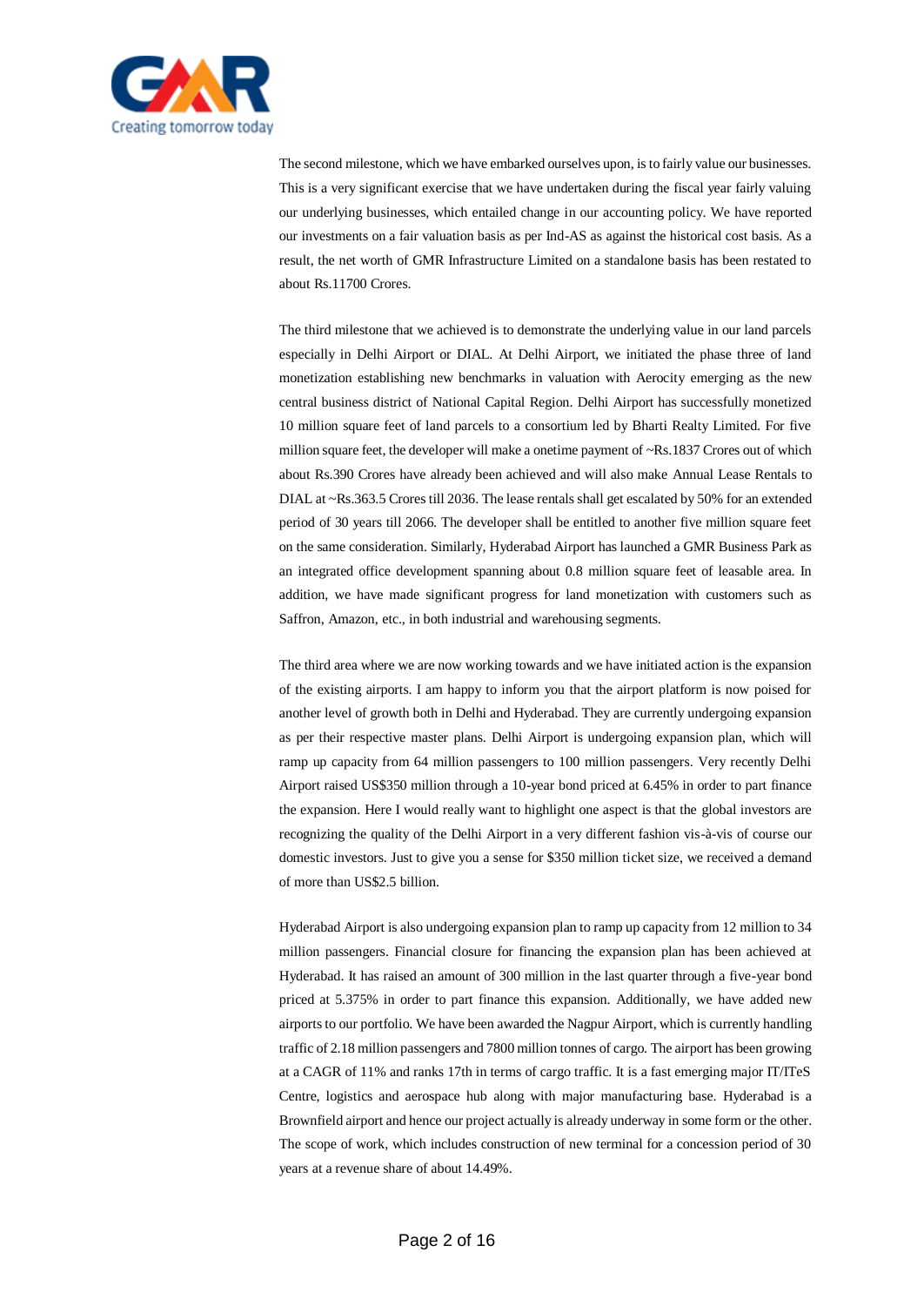The second milestone, which we have embarked ourselves upon, is to fairly value our businesses. This is a very significant exercise that we have undertaken during the fiscal year fairly valuing our underlying businesses, which entailed change in our accounting policy. We have reported our investments on a fair valuation basis as per Ind-AS as against the historical cost basis. As a result, the net worth of GMR Infrastructure Limited on a standalone basis has been restated to about Rs.11700 Crores.

The third milestone that we achieved is to demonstrate the underlying value in our land parcels especially in Delhi Airport or DIAL. At Delhi Airport, we initiated the phase three of land monetization establishing new benchmarks in valuation with Aerocity emerging as the new central business district of National Capital Region. Delhi Airport has successfully monetized 10 million square feet of land parcels to a consortium led by Bharti Realty Limited. For five million square feet, the developer will make a onetime payment of ~Rs.1837 Crores out of which about Rs.390 Crores have already been achieved and will also make Annual Lease Rentals to DIAL at ~Rs.363.5 Crores till 2036. The lease rentals shall get escalated by 50% for an extended period of 30 years till 2066. The developer shall be entitled to another five million square feet on the same consideration. Similarly, Hyderabad Airport has launched a GMR Business Park as an integrated office development spanning about 0.8 million square feet of leasable area. In addition, we have made significant progress for land monetization with customers such as Saffron, Amazon, etc., in both industrial and warehousing segments.

The third area where we are now working towards and we have initiated action is the expansion of the existing airports. I am happy to inform you that the airport platform is now poised for another level of growth both in Delhi and Hyderabad. They are currently undergoing expansion as per their respective master plans. Delhi Airport is undergoing expansion plan, which will ramp up capacity from 64 million passengers to 100 million passengers. Very recently Delhi Airport raised US$350 million through a 10-year bond priced at 6.45% in order to part finance the expansion. Here I would really want to highlight one aspect is that the global investors are recognizing the quality of the Delhi Airport in a very different fashion vis-à-vis of course our domestic investors. Just to give you a sense for $350 million ticket size, we received a demand of more than US$2.5 billion.

Hyderabad Airport is also undergoing expansion plan to ramp up capacity from 12 million to 34 million passengers. Financial closure for financing the expansion plan has been achieved at Hyderabad. It has raised an amount of 300 million in the last quarter through a five-year bond priced at 5.375% in order to part finance this expansion. Additionally, we have added new airports to our portfolio. We have been awarded the Nagpur Airport, which is currently handling traffic of 2.18 million passengers and 7800 million tonnes of cargo. The airport has been growing at a CAGR of 11% and ranks 17th in terms of cargo traffic. It is a fast emerging major IT/ITeS Centre, logistics and aerospace hub along with major manufacturing base. Hyderabad is a Brownfield airport and hence our project actually is already underway in some form or the other. The scope of work, which includes construction of new terminal for a concession period of 30 years at a revenue share of about 14.49%.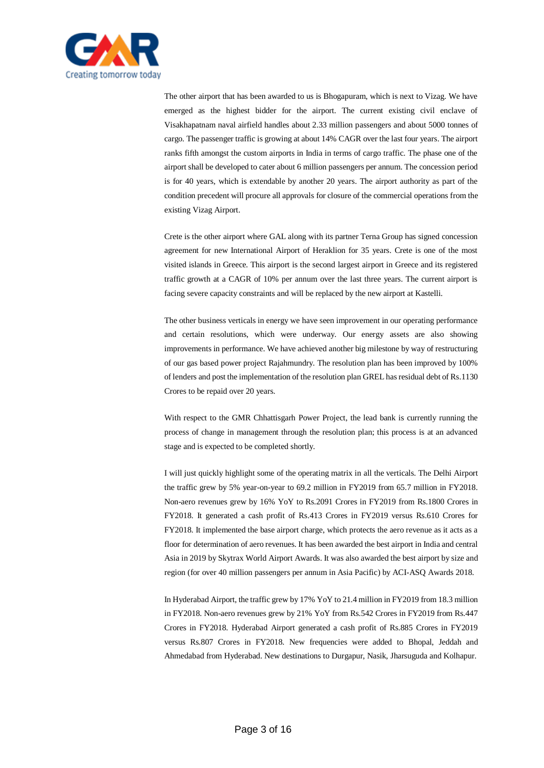The other airport that has been awarded to us is Bhogapuram, which is next to Vizag. We have emerged as the highest bidder for the airport. The current existing civil enclave of Visakhapatnam naval airfield handles about 2.33 million passengers and about 5000 tonnes of cargo. The passenger traffic is growing at about 14% CAGR over the last four years. The airport ranks fifth amongst the custom airports in India in terms of cargo traffic. The phase one of the airport shall be developed to cater about 6 million passengers per annum. The concession period is for 40 years, which is extendable by another 20 years. The airport authority as part of the condition precedent will procure all approvals for closure of the commercial operations from the existing Vizag Airport.

Crete is the other airport where GAL along with its partner Terna Group has signed concession agreement for new International Airport of Heraklion for 35 years. Crete is one of the most visited islands in Greece. This airport is the second largest airport in Greece and its registered traffic growth at a CAGR of 10% per annum over the last three years. The current airport is facing severe capacity constraints and will be replaced by the new airport at Kastelli.

The other business verticals in energy we have seen improvement in our operating performance and certain resolutions, which were underway. Our energy assets are also showing improvements in performance. We have achieved another big milestone by way of restructuring of our gas based power project Rajahmundry. The resolution plan has been improved by 100% of lenders and post the implementation of the resolution plan GREL has residual debt of Rs.1130 Crores to be repaid over 20 years.

With respect to the GMR Chhattisgarh Power Project, the lead bank is currently running the process of change in management through the resolution plan; this process is at an advanced stage and is expected to be completed shortly.

I will just quickly highlight some of the operating matrix in all the verticals. The Delhi Airport the traffic grew by 5% year-on-year to 69.2 million in FY2019 from 65.7 million in FY2018. Non-aero revenues grew by 16% YoY to Rs.2091 Crores in FY2019 from Rs.1800 Crores in FY2018. It generated a cash profit of Rs.413 Crores in FY2019 versus Rs.610 Crores for FY2018. It implemented the base airport charge, which protects the aero revenue as it acts as a floor for determination of aero revenues. It has been awarded the best airport in India and central Asia in 2019 by Skytrax World Airport Awards. It was also awarded the best airport by size and region (for over 40 million passengers per annum in Asia Pacific) by ACI-ASQ Awards 2018.

In Hyderabad Airport, the traffic grew by 17% YoY to 21.4 million in FY2019 from 18.3 million in FY2018. Non-aero revenues grew by 21% YoY from Rs.542 Crores in FY2019 from Rs.447 Crores in FY2018. Hyderabad Airport generated a cash profit of Rs.885 Crores in FY2019 versus Rs.807 Crores in FY2018. New frequencies were added to Bhopal, Jeddah and Ahmedabad from Hyderabad. New destinations to Durgapur, Nasik, Jharsuguda and Kolhapur.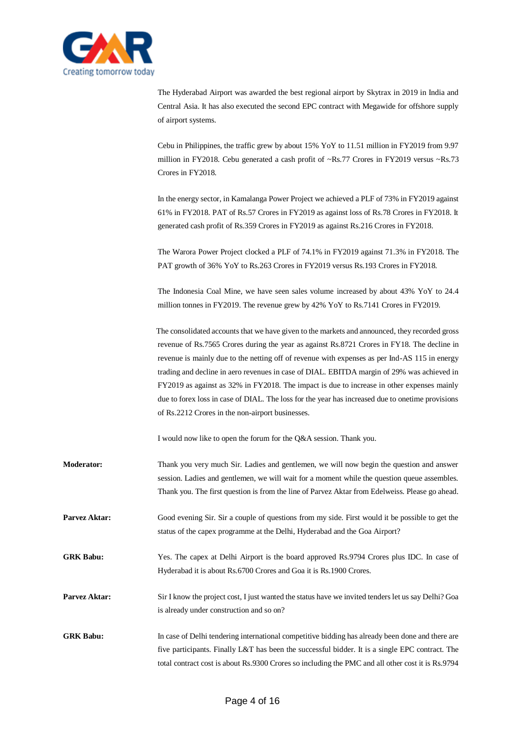The Hyderabad Airport was awarded the best regional airport by Skytrax in 2019 in India and Central Asia. It has also executed the second EPC contract with Megawide for offshore supply of airport systems.

Cebu in Philippines, the traffic grew by about 15% YoY to 11.51 million in FY2019 from 9.97 million in FY2018. Cebu generated a cash profit of ~Rs.77 Crores in FY2019 versus ~Rs.73 Crores in FY2018.

In the energy sector, in Kamalanga Power Project we achieved a PLF of 73% in FY2019 against 61% in FY2018. PAT of Rs.57 Crores in FY2019 as against loss of Rs.78 Crores in FY2018. It generated cash profit of Rs.359 Crores in FY2019 as against Rs.216 Crores in FY2018.

The Warora Power Project clocked a PLF of 74.1% in FY2019 against 71.3% in FY2018. The PAT growth of 36% YoY to Rs.263 Crores in FY2019 versus Rs.193 Crores in FY2018.

The Indonesia Coal Mine, we have seen sales volume increased by about 43% YoY to 24.4 million tonnes in FY2019. The revenue grew by 42% YoY to Rs.7141 Crores in FY2019.

The consolidated accounts that we have given to the markets and announced, they recorded gross revenue of Rs.7565 Crores during the year as against Rs.8721 Crores in FY18. The decline in revenue is mainly due to the netting off of revenue with expenses as per Ind-AS 115 in energy trading and decline in aero revenues in case of DIAL. EBITDA margin of 29% was achieved in FY2019 as against as 32% in FY2018. The impact is due to increase in other expenses mainly due to forex loss in case of DIAL. The loss for the year has increased due to onetime provisions of Rs.2212 Crores in the non-airport businesses.

I would now like to open the forum for the Q&A session. Thank you.

**Moderator:** Thank you very much Sir. Ladies and gentlemen, we will now begin the question and answer session. Ladies and gentlemen, we will wait for a moment while the question queue assembles. Thank you. The first question is from the line of Parvez Aktar from Edelweiss. Please go ahead.

**Parvez Aktar:** Good evening Sir. Sir a couple of questions from my side. First would it be possible to get the status of the capex programme at the Delhi, Hyderabad and the Goa Airport?

**GRK Babu:** Yes. The capex at Delhi Airport is the board approved Rs.9794 Crores plus IDC. In case of Hyderabad it is about Rs.6700 Crores and Goa it is Rs.1900 Crores.

**Parvez Aktar:** Sir I know the project cost, I just wanted the status have we invited tenders let us say Delhi? Goa is already under construction and so on?

**GRK Babu:** In case of Delhi tendering international competitive bidding has already been done and there are five participants. Finally L&T has been the successful bidder. It is a single EPC contract. The total contract cost is about Rs.9300 Crores so including the PMC and all other cost it is Rs.9794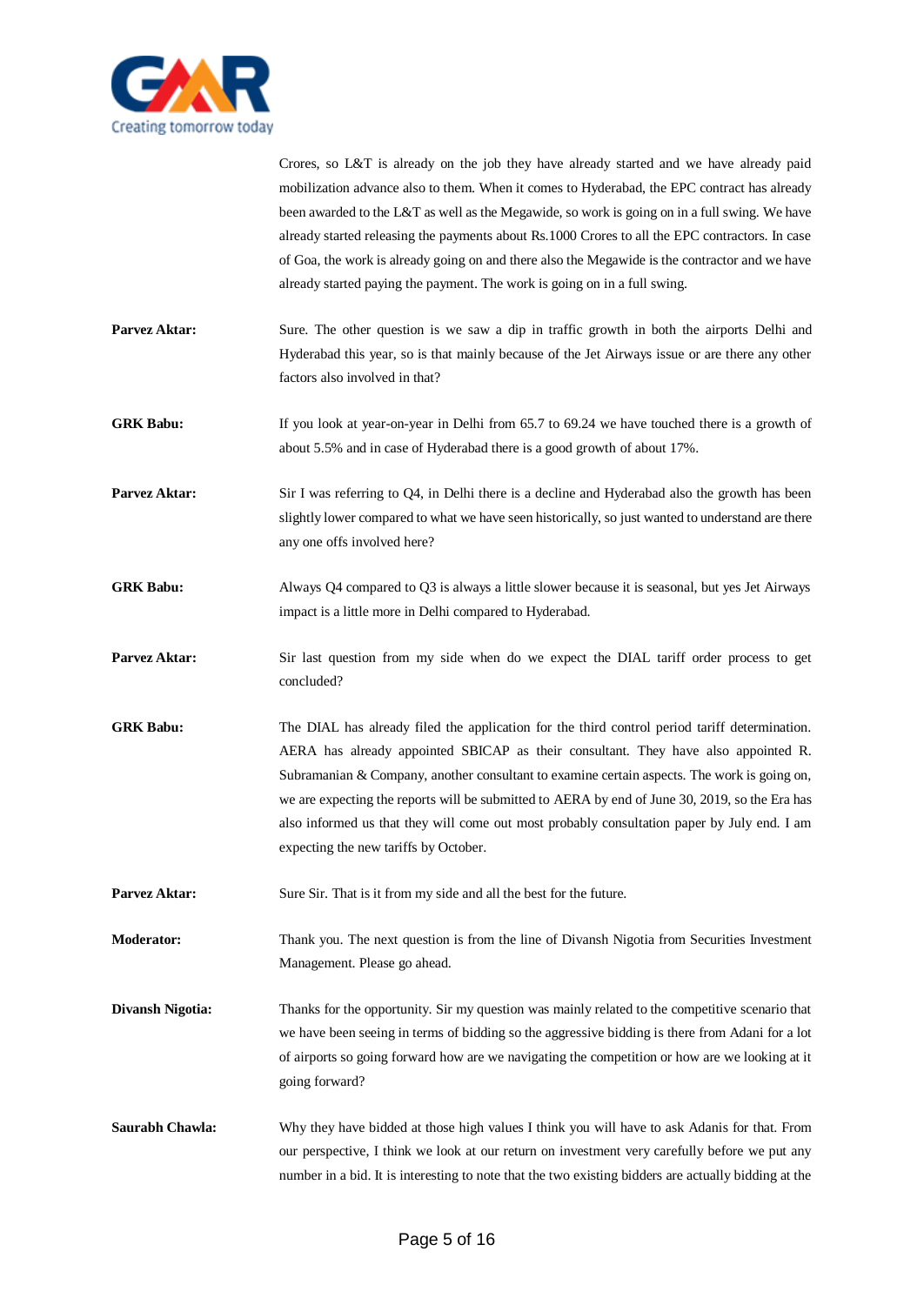Crores, so L&T is already on the job they have already started and we have already paid mobilization advance also to them. When it comes to Hyderabad, the EPC contract has already been awarded to the L&T as well as the Megawide, so work is going on in a full swing. We have already started releasing the payments about Rs.1000 Crores to all the EPC contractors. In case of Goa, the work is already going on and there also the Megawide is the contractor and we have already started paying the payment. The work is going on in a full swing.

**Parvez Aktar:** Sure. The other question is we saw a dip in traffic growth in both the airports Delhi and Hyderabad this year, so is that mainly because of the Jet Airways issue or are there any other factors also involved in that?

**GRK Babu:** If you look at year-on-year in Delhi from 65.7 to 69.24 we have touched there is a growth of about 5.5% and in case of Hyderabad there is a good growth of about 17%.

**Parvez Aktar:** Sir I was referring to Q4, in Delhi there is a decline and Hyderabad also the growth has been slightly lower compared to what we have seen historically, so just wanted to understand are there any one offs involved here?

**GRK Babu:** Always Q4 compared to Q3 is always a little slower because it is seasonal, but yes Jet Airways impact is a little more in Delhi compared to Hyderabad.

**Parvez Aktar:** Sir last question from my side when do we expect the DIAL tariff order process to get concluded?

**GRK Babu:** The DIAL has already filed the application for the third control period tariff determination. AERA has already appointed SBICAP as their consultant. They have also appointed R. Subramanian & Company, another consultant to examine certain aspects. The work is going on, we are expecting the reports will be submitted to AERA by end of June 30, 2019, so the Era has also informed us that they will come out most probably consultation paper by July end. I am expecting the new tariffs by October.

**Parvez Aktar:** Sure Sir. That is it from my side and all the best for the future.

**Moderator:** Thank you. The next question is from the line of Divansh Nigotia from Securities Investment Management. Please go ahead.

**Divansh Nigotia:** Thanks for the opportunity. Sir my question was mainly related to the competitive scenario that we have been seeing in terms of bidding so the aggressive bidding is there from Adani for a lot of airports so going forward how are we navigating the competition or how are we looking at it going forward?

**Saurabh Chawla:** Why they have bidded at those high values I think you will have to ask Adanis for that. From our perspective, I think we look at our return on investment very carefully before we put any number in a bid. It is interesting to note that the two existing bidders are actually bidding at the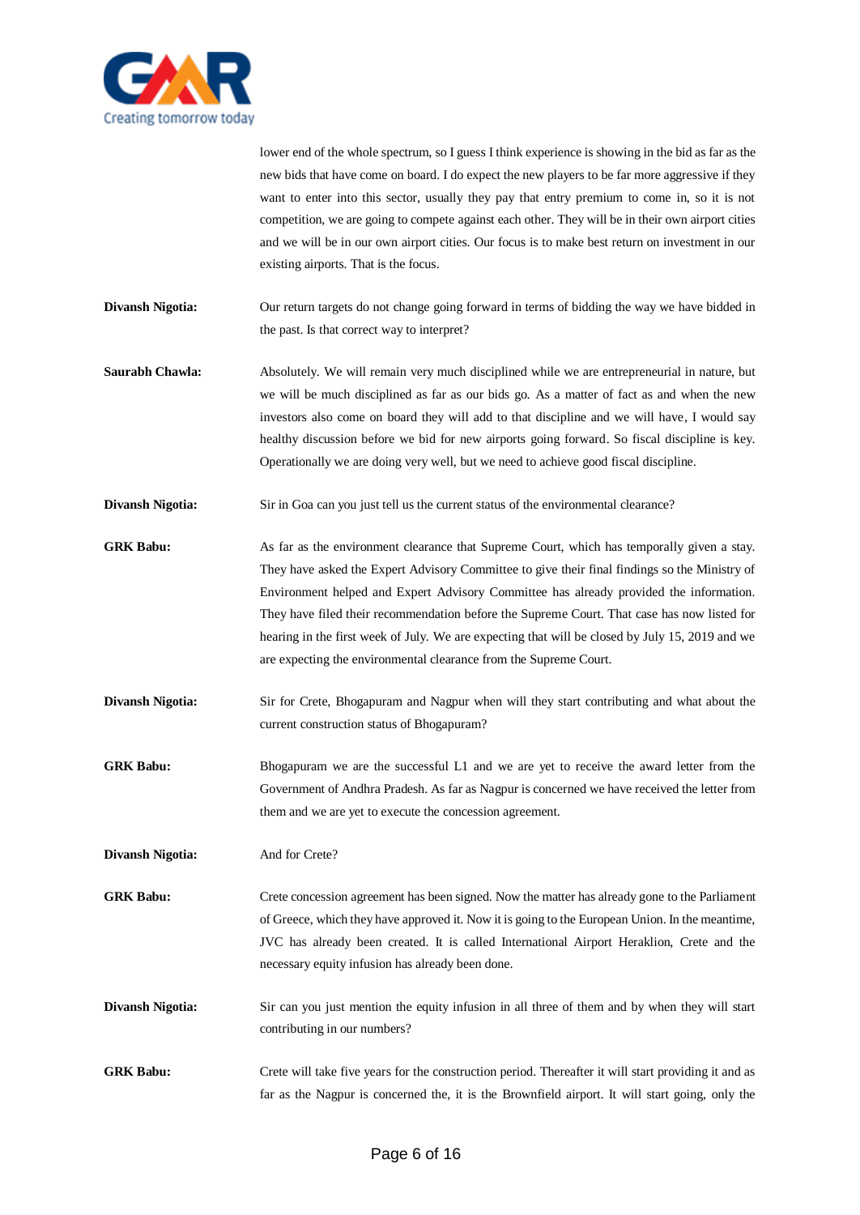lower end of the whole spectrum, so I guess I think experience is showing in the bid as far as the new bids that have come on board. I do expect the new players to be far more aggressive if they want to enter into this sector, usually they pay that entry premium to come in, so it is not competition, we are going to compete against each other. They will be in their own airport cities and we will be in our own airport cities. Our focus is to make best return on investment in our existing airports. That is the focus.

**Divansh Nigotia:** Our return targets do not change going forward in terms of bidding the way we have bidded in the past. Is that correct way to interpret?

**Saurabh Chawla:** Absolutely. We will remain very much disciplined while we are entrepreneurial in nature, but we will be much disciplined as far as our bids go. As a matter of fact as and when the new investors also come on board they will add to that discipline and we will have, I would say healthy discussion before we bid for new airports going forward. So fiscal discipline is key. Operationally we are doing very well, but we need to achieve good fiscal discipline.

**Divansh Nigotia:** Sir in Goa can you just tell us the current status of the environmental clearance?

**GRK Babu:** As far as the environment clearance that Supreme Court, which has temporally given a stay. They have asked the Expert Advisory Committee to give their final findings so the Ministry of Environment helped and Expert Advisory Committee has already provided the information. They have filed their recommendation before the Supreme Court. That case has now listed for hearing in the first week of July. We are expecting that will be closed by July 15, 2019 and we are expecting the environmental clearance from the Supreme Court.

**Divansh Nigotia:** Sir for Crete, Bhogapuram and Nagpur when will they start contributing and what about the current construction status of Bhogapuram?

**GRK Babu:** Bhogapuram we are the successful L1 and we are yet to receive the award letter from the Government of Andhra Pradesh. As far as Nagpur is concerned we have received the letter from them and we are yet to execute the concession agreement.

**Divansh Nigotia:** And for Crete?

**GRK Babu:** Crete concession agreement has been signed. Now the matter has already gone to the Parliament of Greece, which they have approved it. Now it is going to the European Union. In the meantime, JVC has already been created. It is called International Airport Heraklion, Crete and the necessary equity infusion has already been done.

**Divansh Nigotia:** Sir can you just mention the equity infusion in all three of them and by when they will start contributing in our numbers?

**GRK Babu:** Crete will take five years for the construction period. Thereafter it will start providing it and as far as the Nagpur is concerned the, it is the Brownfield airport. It will start going, only the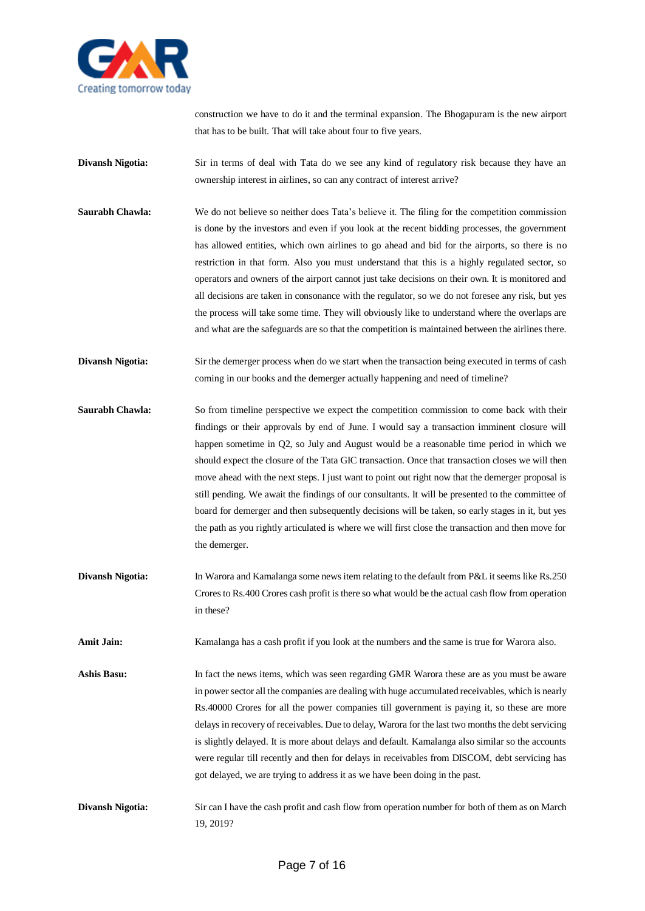construction we have to do it and the terminal expansion. The Bhogapuram is the new airport that has to be built. That will take about four to five years.

**Divansh Nigotia:** Sir in terms of deal with Tata do we see any kind of regulatory risk because they have an ownership interest in airlines, so can any contract of interest arrive?

**Saurabh Chawla:** We do not believe so neither does Tata's believe it. The filing for the competition commission is done by the investors and even if you look at the recent bidding processes, the government has allowed entities, which own airlines to go ahead and bid for the airports, so there is no restriction in that form. Also you must understand that this is a highly regulated sector, so operators and owners of the airport cannot just take decisions on their own. It is monitored and all decisions are taken in consonance with the regulator, so we do not foresee any risk, but yes the process will take some time. They will obviously like to understand where the overlaps are and what are the safeguards are so that the competition is maintained between the airlines there.

**Divansh Nigotia:** Sir the demerger process when do we start when the transaction being executed in terms of cash coming in our books and the demerger actually happening and need of timeline?

**Saurabh Chawla:** So from timeline perspective we expect the competition commission to come back with their findings or their approvals by end of June. I would say a transaction imminent closure will happen sometime in Q2, so July and August would be a reasonable time period in which we should expect the closure of the Tata GIC transaction. Once that transaction closes we will then move ahead with the next steps. I just want to point out right now that the demerger proposal is still pending. We await the findings of our consultants. It will be presented to the committee of board for demerger and then subsequently decisions will be taken, so early stages in it, but yes the path as you rightly articulated is where we will first close the transaction and then move for the demerger.

**Divansh Nigotia:** In Warora and Kamalanga some news item relating to the default from P&L it seems like Rs.250 Crores to Rs.400 Crores cash profit is there so what would be the actual cash flow from operation in these?

**Amit Jain:** Kamalanga has a cash profit if you look at the numbers and the same is true for Warora also.

**Ashis Basu:** In fact the news items, which was seen regarding GMR Warora these are as you must be aware in power sector all the companies are dealing with huge accumulated receivables, which is nearly Rs.40000 Crores for all the power companies till government is paying it, so these are more delays in recovery of receivables. Due to delay, Warora for the last two months the debt servicing is slightly delayed. It is more about delays and default. Kamalanga also similar so the accounts were regular till recently and then for delays in receivables from DISCOM, debt servicing has got delayed, we are trying to address it as we have been doing in the past.

**Divansh Nigotia:** Sir can I have the cash profit and cash flow from operation number for both of them as on March 19, 2019?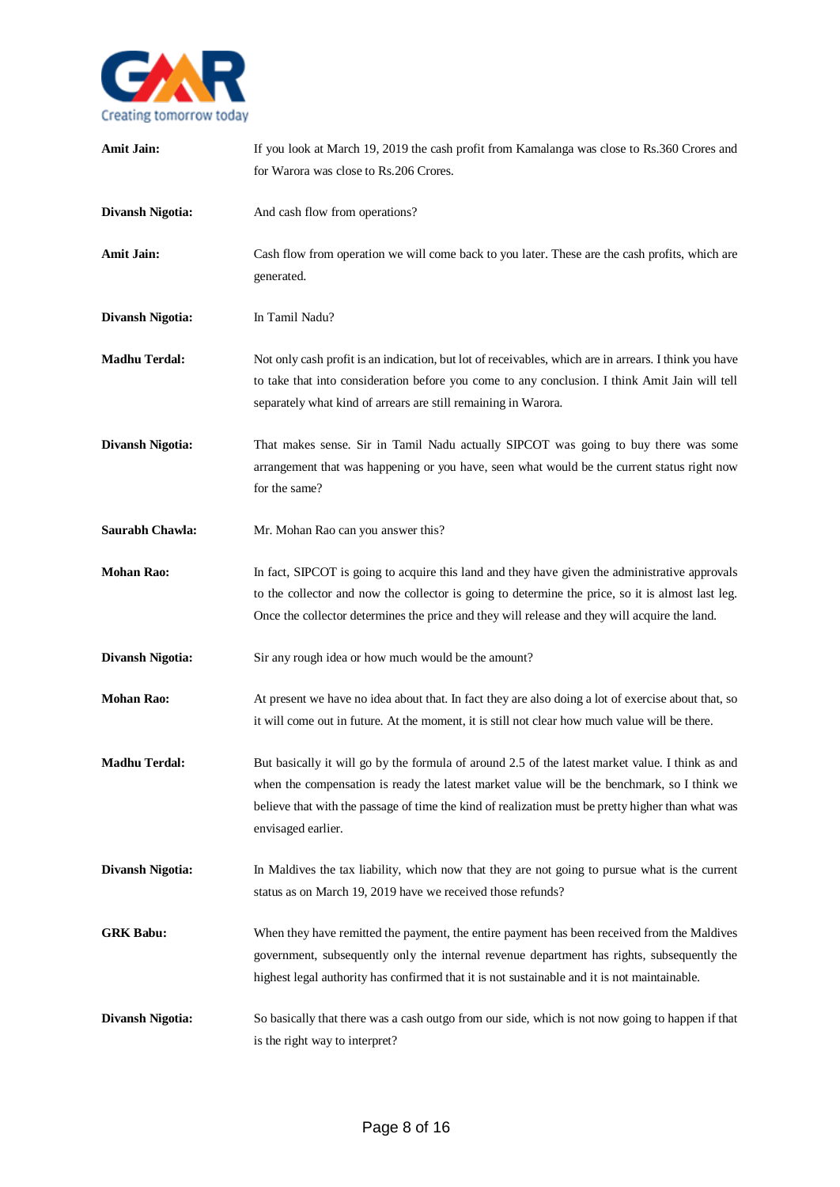**Amit Jain:** If you look at March 19, 2019 the cash profit from Kamalanga was close to Rs.360 Crores and for Warora was close to Rs.206 Crores.

**Divansh Nigotia:** And cash flow from operations?

**Amit Jain:** Cash flow from operation we will come back to you later. These are the cash profits, which are generated.

**Divansh Nigotia:** In Tamil Nadu?

**Madhu Terdal:** Not only cash profit is an indication, but lot of receivables, which are in arrears. I think you have to take that into consideration before you come to any conclusion. I think Amit Jain will tell separately what kind of arrears are still remaining in Warora.

**Divansh Nigotia:** That makes sense. Sir in Tamil Nadu actually SIPCOT was going to buy there was some arrangement that was happening or you have, seen what would be the current status right now for the same?

**Saurabh Chawla:** Mr. Mohan Rao can you answer this?

**Mohan Rao:** In fact, SIPCOT is going to acquire this land and they have given the administrative approvals to the collector and now the collector is going to determine the price, so it is almost last leg. Once the collector determines the price and they will release and they will acquire the land.

**Divansh Nigotia:** Sir any rough idea or how much would be the amount?

**Mohan Rao:** At present we have no idea about that. In fact they are also doing a lot of exercise about that, so it will come out in future. At the moment, it is still not clear how much value will be there.

**Madhu Terdal:** But basically it will go by the formula of around 2.5 of the latest market value. I think as and when the compensation is ready the latest market value will be the benchmark, so I think we believe that with the passage of time the kind of realization must be pretty higher than what was envisaged earlier.

**Divansh Nigotia:** In Maldives the tax liability, which now that they are not going to pursue what is the current status as on March 19, 2019 have we received those refunds?

**GRK Babu:** When they have remitted the payment, the entire payment has been received from the Maldives government, subsequently only the internal revenue department has rights, subsequently the highest legal authority has confirmed that it is not sustainable and it is not maintainable.

**Divansh Nigotia:** So basically that there was a cash outgo from our side, which is not now going to happen if that is the right way to interpret?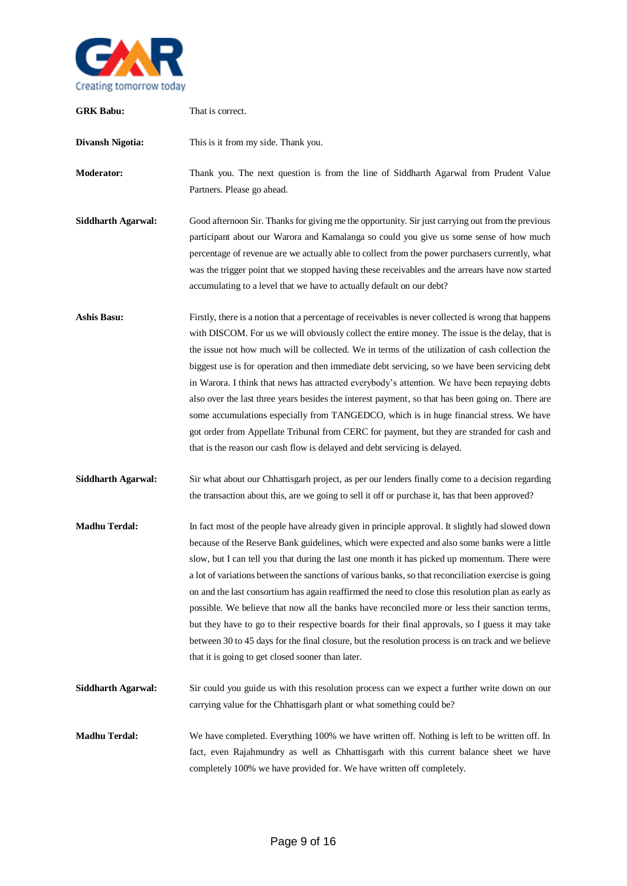**GRK Babu:** That is correct.

**Divansh Nigotia:** This is it from my side. Thank you.

**Moderator:** Thank you. The next question is from the line of Siddharth Agarwal from Prudent Value Partners. Please go ahead.

**Siddharth Agarwal:** Good afternoon Sir. Thanks for giving me the opportunity. Sir just carrying out from the previous participant about our Warora and Kamalanga so could you give us some sense of how much percentage of revenue are we actually able to collect from the power purchasers currently, what was the trigger point that we stopped having these receivables and the arrears have now started accumulating to a level that we have to actually default on our debt?

**Ashis Basu:** Firstly, there is a notion that a percentage of receivables is never collected is wrong that happens with DISCOM. For us we will obviously collect the entire money. The issue is the delay, that is the issue not how much will be collected. We in terms of the utilization of cash collection the biggest use is for operation and then immediate debt servicing, so we have been servicing debt in Warora. I think that news has attracted everybody's attention. We have been repaying debts also over the last three years besides the interest payment, so that has been going on. There are some accumulations especially from TANGEDCO, which is in huge financial stress. We have got order from Appellate Tribunal from CERC for payment, but they are stranded for cash and that is the reason our cash flow is delayed and debt servicing is delayed.

**Siddharth Agarwal:** Sir what about our Chhattisgarh project, as per our lenders finally come to a decision regarding the transaction about this, are we going to sell it off or purchase it, has that been approved?

**Madhu Terdal:** In fact most of the people have already given in principle approval. It slightly had slowed down because of the Reserve Bank guidelines, which were expected and also some banks were a little slow, but I can tell you that during the last one month it has picked up momentum. There were a lot of variations between the sanctions of various banks, so that reconciliation exercise is going on and the last consortium has again reaffirmed the need to close this resolution plan as early as possible. We believe that now all the banks have reconciled more or less their sanction terms, but they have to go to their respective boards for their final approvals, so I guess it may take between 30 to 45 days for the final closure, but the resolution process is on track and we believe that it is going to get closed sooner than later.

**Siddharth Agarwal:** Sir could you guide us with this resolution process can we expect a further write down on our carrying value for the Chhattisgarh plant or what something could be?

**Madhu Terdal:** We have completed. Everything 100% we have written off. Nothing is left to be written off. In fact, even Rajahmundry as well as Chhattisgarh with this current balance sheet we have completely 100% we have provided for. We have written off completely.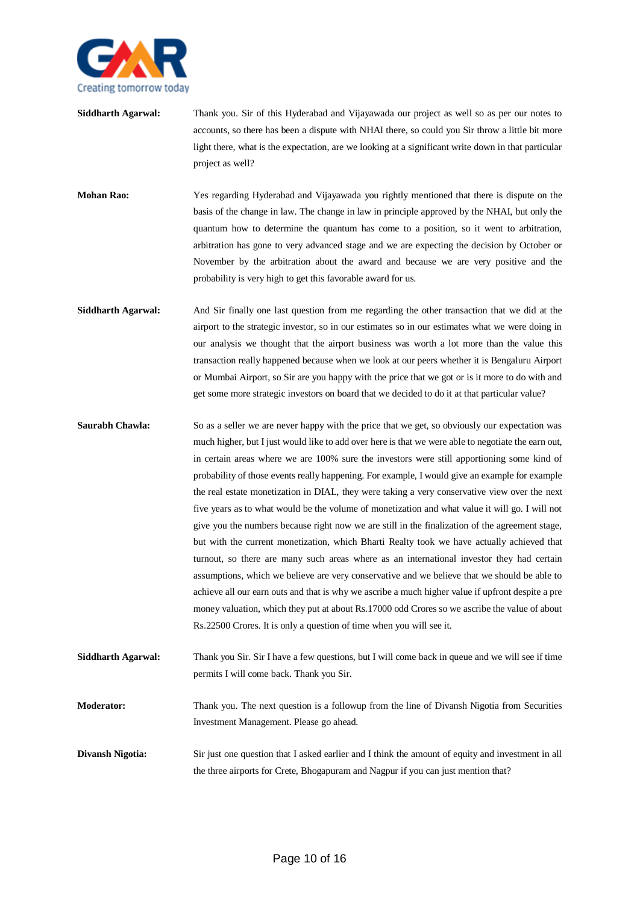**Siddharth Agarwal:** Thank you. Sir of this Hyderabad and Vijayawada our project as well so as per our notes to accounts, so there has been a dispute with NHAI there, so could you Sir throw a little bit more light there, what is the expectation, are we looking at a significant write down in that particular project as well?

**Mohan Rao:** Yes regarding Hyderabad and Vijayawada you rightly mentioned that there is dispute on the basis of the change in law. The change in law in principle approved by the NHAI, but only the quantum how to determine the quantum has come to a position, so it went to arbitration, arbitration has gone to very advanced stage and we are expecting the decision by October or November by the arbitration about the award and because we are very positive and the probability is very high to get this favorable award for us.

**Siddharth Agarwal:** And Sir finally one last question from me regarding the other transaction that we did at the airport to the strategic investor, so in our estimates so in our estimates what we were doing in our analysis we thought that the airport business was worth a lot more than the value this transaction really happened because when we look at our peers whether it is Bengaluru Airport or Mumbai Airport, so Sir are you happy with the price that we got or is it more to do with and get some more strategic investors on board that we decided to do it at that particular value?

**Saurabh Chawla:** So as a seller we are never happy with the price that we get, so obviously our expectation was much higher, but I just would like to add over here is that we were able to negotiate the earn out, in certain areas where we are 100% sure the investors were still apportioning some kind of probability of those events really happening. For example, I would give an example for example the real estate monetization in DIAL, they were taking a very conservative view over the next five years as to what would be the volume of monetization and what value it will go. I will not give you the numbers because right now we are still in the finalization of the agreement stage, but with the current monetization, which Bharti Realty took we have actually achieved that turnout, so there are many such areas where as an international investor they had certain assumptions, which we believe are very conservative and we believe that we should be able to achieve all our earn outs and that is why we ascribe a much higher value if upfront despite a pre money valuation, which they put at about Rs.17000 odd Crores so we ascribe the value of about Rs.22500 Crores. It is only a question of time when you will see it.

**Siddharth Agarwal:** Thank you Sir. Sir I have a few questions, but I will come back in queue and we will see if time permits I will come back. Thank you Sir.

**Moderator:** Thank you. The next question is a followup from the line of Divansh Nigotia from Securities Investment Management. Please go ahead.

**Divansh Nigotia:** Sir just one question that I asked earlier and I think the amount of equity and investment in all the three airports for Crete, Bhogapuram and Nagpur if you can just mention that?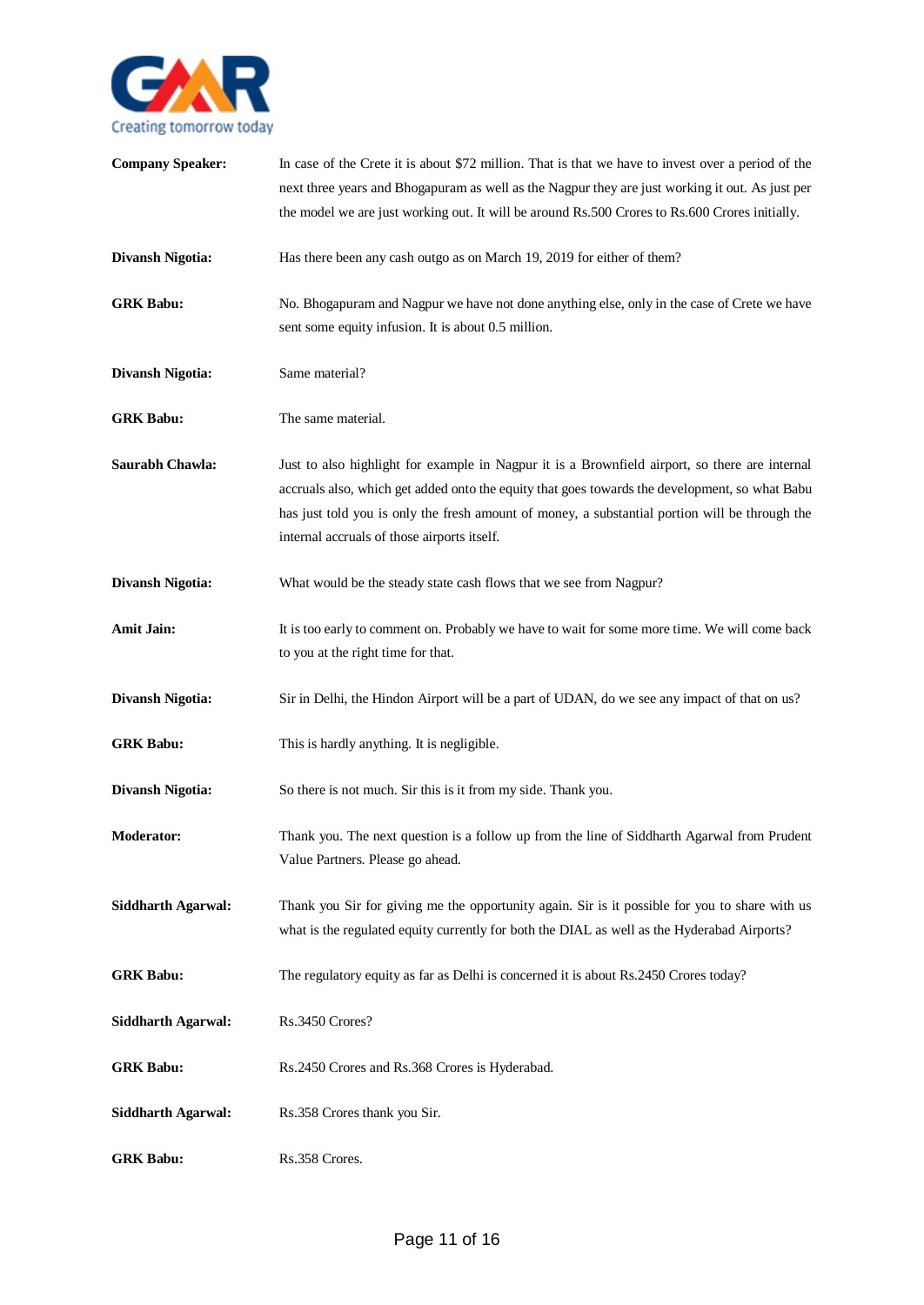**Company Speaker:** In case of the Crete it is about $72 million. That is that we have to invest over a period of the next three years and Bhogapuram as well as the Nagpur they are just working it out. As just per the model we are just working out. It will be around Rs.500 Crores to Rs.600 Crores initially.

**Divansh Nigotia:** Has there been any cash outgo as on March 19, 2019 for either of them?

**GRK Babu:** No. Bhogapuram and Nagpur we have not done anything else, only in the case of Crete we have sent some equity infusion. It is about 0.5 million.

**Divansh Nigotia:** Same material?

**GRK Babu:** The same material.

**Saurabh Chawla:** Just to also highlight for example in Nagpur it is a Brownfield airport, so there are internal accruals also, which get added onto the equity that goes towards the development, so what Babu has just told you is only the fresh amount of money, a substantial portion will be through the internal accruals of those airports itself.

**Divansh Nigotia:** What would be the steady state cash flows that we see from Nagpur?

**Amit Jain:** It is too early to comment on. Probably we have to wait for some more time. We will come back to you at the right time for that.

**Divansh Nigotia:** Sir in Delhi, the Hindon Airport will be a part of UDAN, do we see any impact of that on us?

**GRK Babu:** This is hardly anything. It is negligible.

**Divansh Nigotia:** So there is not much. Sir this is it from my side. Thank you.

**Moderator:** Thank you. The next question is a follow up from the line of Siddharth Agarwal from Prudent Value Partners. Please go ahead.

**Siddharth Agarwal:** Thank you Sir for giving me the opportunity again. Sir is it possible for you to share with us what is the regulated equity currently for both the DIAL as well as the Hyderabad Airports?

**GRK Babu:** The regulatory equity as far as Delhi is concerned it is about Rs.2450 Crores today?

**Siddharth Agarwal:** Rs.3450 Crores?

**GRK Babu:** Rs.2450 Crores and Rs.368 Crores is Hyderabad.

**Siddharth Agarwal:** Rs.358 Crores thank you Sir.

**GRK Babu:** Rs.358 Crores.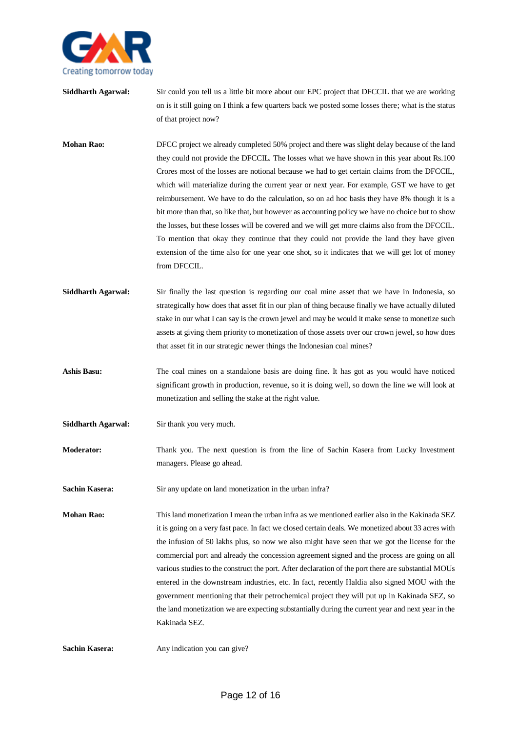**Siddharth Agarwal:** Sir could you tell us a little bit more about our EPC project that DFCCIL that we are working on is it still going on I think a few quarters back we posted some losses there; what is the status of that project now?

**Mohan Rao:** DFCC project we already completed 50% project and there was slight delay because of the land they could not provide the DFCCIL. The losses what we have shown in this year about Rs.100 Crores most of the losses are notional because we had to get certain claims from the DFCCIL, which will materialize during the current year or next year. For example, GST we have to get reimbursement. We have to do the calculation, so on ad hoc basis they have 8% though it is a bit more than that, so like that, but however as accounting policy we have no choice but to show the losses, but these losses will be covered and we will get more claims also from the DFCCIL. To mention that okay they continue that they could not provide the land they have given extension of the time also for one year one shot, so it indicates that we will get lot of money from DFCCIL.

**Siddharth Agarwal:** Sir finally the last question is regarding our coal mine asset that we have in Indonesia, so strategically how does that asset fit in our plan of thing because finally we have actually diluted stake in our what I can say is the crown jewel and may be would it make sense to monetize such assets at giving them priority to monetization of those assets over our crown jewel, so how does that asset fit in our strategic newer things the Indonesian coal mines?

**Ashis Basu:** The coal mines on a standalone basis are doing fine. It has got as you would have noticed significant growth in production, revenue, so it is doing well, so down the line we will look at monetization and selling the stake at the right value.

**Siddharth Agarwal:** Sir thank you very much.

**Moderator:** Thank you. The next question is from the line of Sachin Kasera from Lucky Investment managers. Please go ahead.

**Sachin Kasera:** Sir any update on land monetization in the urban infra?

**Mohan Rao:** This land monetization I mean the urban infra as we mentioned earlier also in the Kakinada SEZ it is going on a very fast pace. In fact we closed certain deals. We monetized about 33 acres with the infusion of 50 lakhs plus, so now we also might have seen that we got the license for the commercial port and already the concession agreement signed and the process are going on all various studies to the construct the port. After declaration of the port there are substantial MOUs entered in the downstream industries, etc. In fact, recently Haldia also signed MOU with the government mentioning that their petrochemical project they will put up in Kakinada SEZ, so the land monetization we are expecting substantially during the current year and next year in the Kakinada SEZ.

**Sachin Kasera:** Any indication you can give?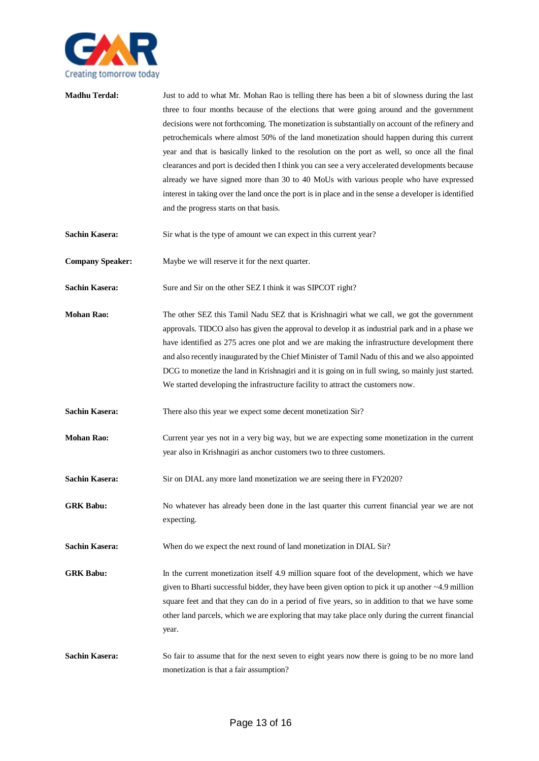**Madhu Terdal:** Just to add to what Mr. Mohan Rao is telling there has been a bit of slowness during the last three to four months because of the elections that were going around and the government decisions were not forthcoming. The monetization is substantially on account of the refinery and petrochemicals where almost 50% of the land monetization should happen during this current year and that is basically linked to the resolution on the port as well, so once all the final clearances and port is decided then I think you can see a very accelerated developments because already we have signed more than 30 to 40 MoUs with various people who have expressed interest in taking over the land once the port is in place and in the sense a developer is identified and the progress starts on that basis.

**Sachin Kasera:** Sir what is the type of amount we can expect in this current year?

**Company Speaker:** Maybe we will reserve it for the next quarter.

**Sachin Kasera:** Sure and Sir on the other SEZ I think it was SIPCOT right?

**Mohan Rao:** The other SEZ this Tamil Nadu SEZ that is Krishnagiri what we call, we got the government approvals. TIDCO also has given the approval to develop it as industrial park and in a phase we have identified as 275 acres one plot and we are making the infrastructure development there and also recently inaugurated by the Chief Minister of Tamil Nadu of this and we also appointed DCG to monetize the land in Krishnagiri and it is going on in full swing, so mainly just started. We started developing the infrastructure facility to attract the customers now.

**Sachin Kasera:** There also this year we expect some decent monetization Sir?

**Mohan Rao:** Current year yes not in a very big way, but we are expecting some monetization in the current year also in Krishnagiri as anchor customers two to three customers.

**Sachin Kasera:** Sir on DIAL any more land monetization we are seeing there in FY2020?

**GRK Babu:** No whatever has already been done in the last quarter this current financial year we are not expecting.

**Sachin Kasera:** When do we expect the next round of land monetization in DIAL Sir?

**GRK Babu:** In the current monetization itself 4.9 million square foot of the development, which we have given to Bharti successful bidder, they have been given option to pick it up another ~4.9 million square feet and that they can do in a period of five years, so in addition to that we have some other land parcels, which we are exploring that may take place only during the current financial year.

**Sachin Kasera:** So fair to assume that for the next seven to eight years now there is going to be no more land monetization is that a fair assumption?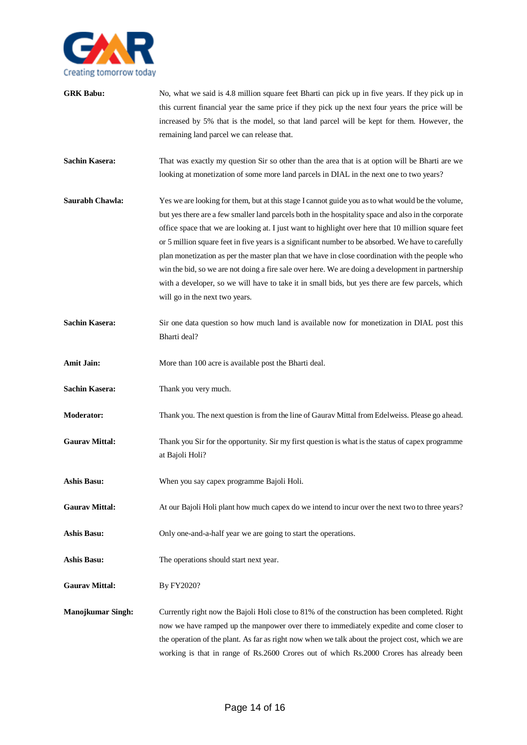**GRK Babu:** No, what we said is 4.8 million square feet Bharti can pick up in five years. If they pick up in this current financial year the same price if they pick up the next four years the price will be increased by 5% that is the model, so that land parcel will be kept for them. However, the remaining land parcel we can release that.

**Sachin Kasera:** That was exactly my question Sir so other than the area that is at option will be Bharti are we looking at monetization of some more land parcels in DIAL in the next one to two years?

**Saurabh Chawla:** Yes we are looking for them, but at this stage I cannot guide you as to what would be the volume, but yes there are a few smaller land parcels both in the hospitality space and also in the corporate office space that we are looking at. I just want to highlight over here that 10 million square feet or 5 million square feet in five years is a significant number to be absorbed. We have to carefully plan monetization as per the master plan that we have in close coordination with the people who win the bid, so we are not doing a fire sale over here. We are doing a development in partnership with a developer, so we will have to take it in small bids, but yes there are few parcels, which will go in the next two years.

**Sachin Kasera:** Sir one data question so how much land is available now for monetization in DIAL post this Bharti deal?

**Amit Jain:** More than 100 acre is available post the Bharti deal.

**Sachin Kasera:** Thank you very much.

**Moderator:** Thank you. The next question is from the line of Gaurav Mittal from Edelweiss. Please go ahead.

**Gaurav Mittal:** Thank you Sir for the opportunity. Sir my first question is what is the status of capex programme at Bajoli Holi?

**Ashis Basu:** When you say capex programme Bajoli Holi.

**Gaurav Mittal:** At our Bajoli Holi plant how much capex do we intend to incur over the next two to three years?

**Ashis Basu:** Only one-and-a-half year we are going to start the operations.

**Ashis Basu:** The operations should start next year.

**Gaurav Mittal:** By FY2020?

**Manojkumar Singh:** Currently right now the Bajoli Holi close to 81% of the construction has been completed. Right now we have ramped up the manpower over there to immediately expedite and come closer to the operation of the plant. As far as right now when we talk about the project cost, which we are working is that in range of Rs.2600 Crores out of which Rs.2000 Crores has already been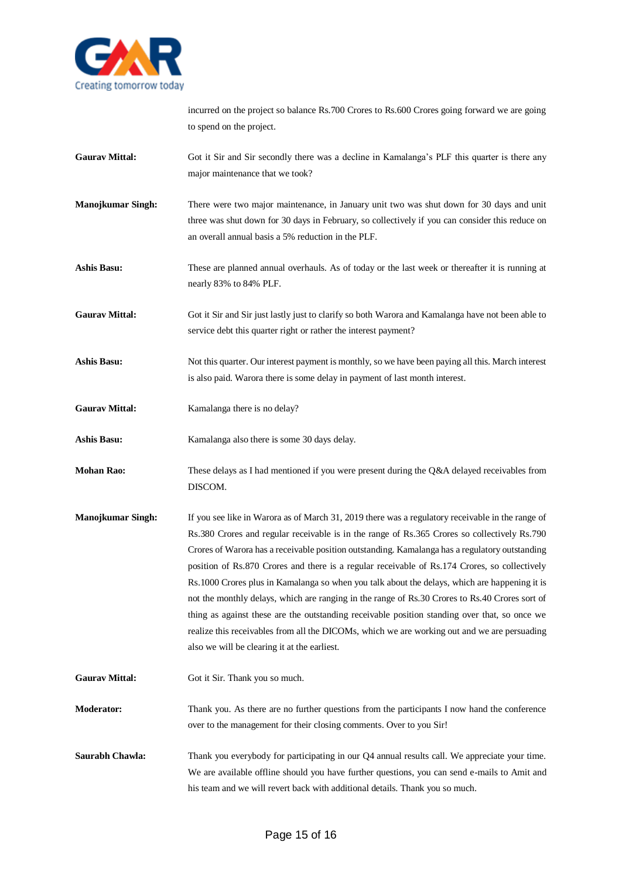incurred on the project so balance Rs.700 Crores to Rs.600 Crores going forward we are going to spend on the project.

**Gaurav Mittal:** Got it Sir and Sir secondly there was a decline in Kamalanga's PLF this quarter is there any major maintenance that we took?

**Manojkumar Singh:** There were two major maintenance, in January unit two was shut down for 30 days and unit three was shut down for 30 days in February, so collectively if you can consider this reduce on an overall annual basis a 5% reduction in the PLF.

**Ashis Basu:** These are planned annual overhauls. As of today or the last week or thereafter it is running at nearly 83% to 84% PLF.

**Gaurav Mittal:** Got it Sir and Sir just lastly just to clarify so both Warora and Kamalanga have not been able to service debt this quarter right or rather the interest payment?

**Ashis Basu:** Not this quarter. Our interest payment is monthly, so we have been paying all this. March interest is also paid. Warora there is some delay in payment of last month interest.

**Gaurav Mittal:** Kamalanga there is no delay?

**Ashis Basu:** Kamalanga also there is some 30 days delay.

**Mohan Rao:** These delays as I had mentioned if you were present during the Q&A delayed receivables from DISCOM.

**Manojkumar Singh:** If you see like in Warora as of March 31, 2019 there was a regulatory receivable in the range of Rs.380 Crores and regular receivable is in the range of Rs.365 Crores so collectively Rs.790 Crores of Warora has a receivable position outstanding. Kamalanga has a regulatory outstanding position of Rs.870 Crores and there is a regular receivable of Rs.174 Crores, so collectively Rs.1000 Crores plus in Kamalanga so when you talk about the delays, which are happening it is not the monthly delays, which are ranging in the range of Rs.30 Crores to Rs.40 Crores sort of thing as against these are the outstanding receivable position standing over that, so once we realize this receivables from all the DICOMs, which we are working out and we are persuading also we will be clearing it at the earliest.

**Gaurav Mittal:** Got it Sir. Thank you so much.

**Moderator:** Thank you. As there are no further questions from the participants I now hand the conference over to the management for their closing comments. Over to you Sir!

**Saurabh Chawla:** Thank you everybody for participating in our Q4 annual results call. We appreciate your time. We are available offline should you have further questions, you can send e-mails to Amit and his team and we will revert back with additional details. Thank you so much.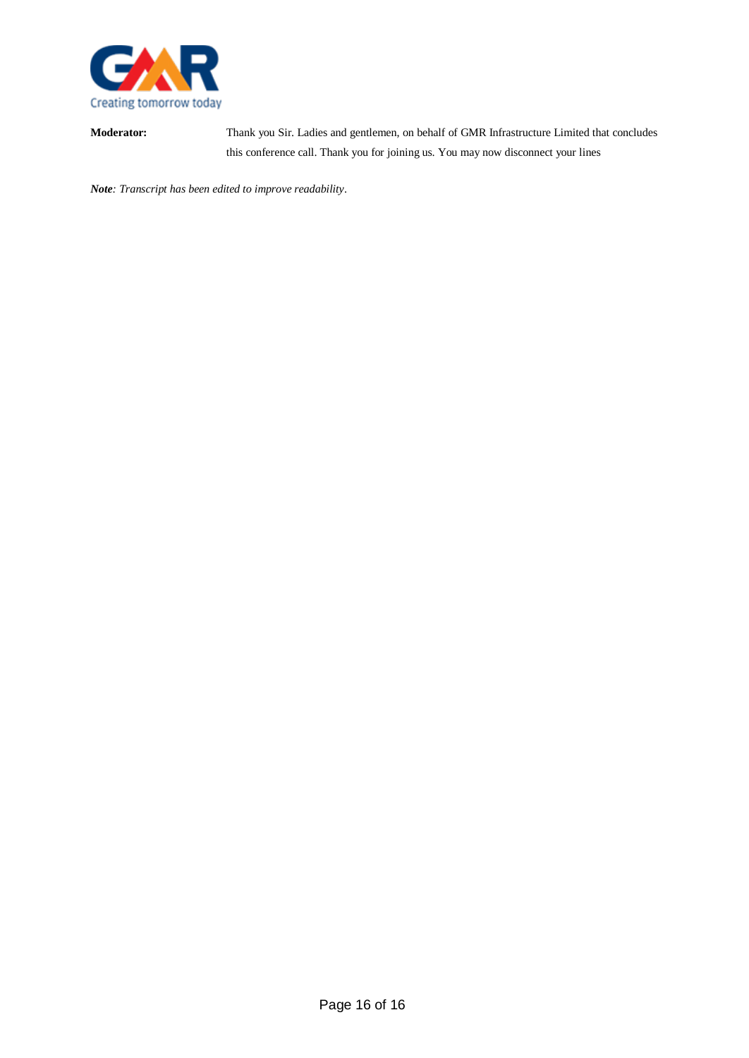**Moderator:** Thank you Sir. Ladies and gentlemen, on behalf of GMR Infrastructure Limited that concludes this conference call. Thank you for joining us. You may now disconnect your lines

***Note**: Transcript has been edited to improve readability*.